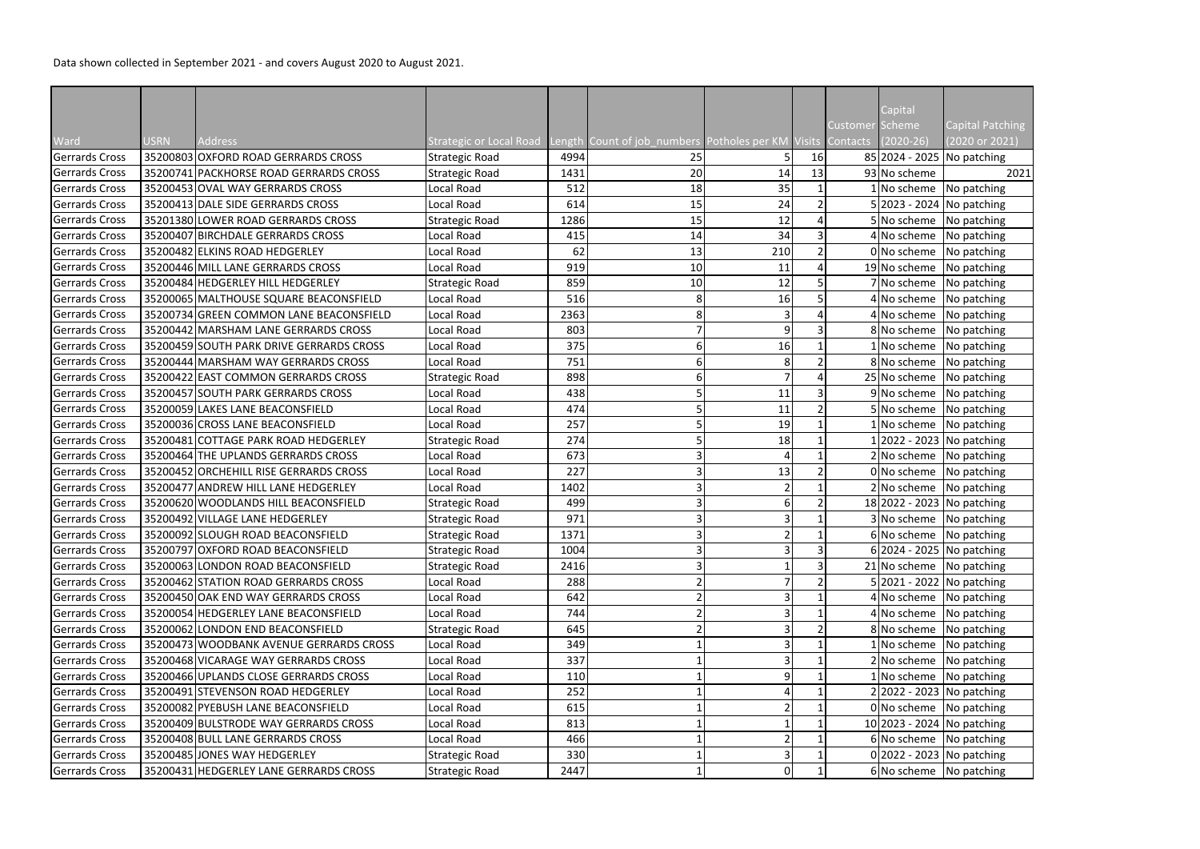Data shown collected in September 2021 - and covers August 2020 to August 2021.

| Ward | USRN | Address | Strategic or Local Road | Length | Count of job_numbers | Potholes per KM | Visits | Customer Contacts | Capital Scheme (2020-26) | Capital Patching (2020 or 2021) |
|---|---|---|---|---|---|---|---|---|---|---|
| Gerrards Cross | 35200803 | OXFORD ROAD GERRARDS CROSS | Strategic Road | 4994 | 25 | 5 | 16 | 85 | 2024 - 2025 | No patching |
| Gerrards Cross | 35200741 | PACKHORSE ROAD GERRARDS CROSS | Strategic Road | 1431 | 20 | 14 | 13 | 93 | No scheme | 2021 |
| Gerrards Cross | 35200453 | OVAL WAY GERRARDS CROSS | Local Road | 512 | 18 | 35 | 1 | 1 | No scheme | No patching |
| Gerrards Cross | 35200413 | DALE SIDE GERRARDS CROSS | Local Road | 614 | 15 | 24 | 2 | 5 | 2023 - 2024 | No patching |
| Gerrards Cross | 35201380 | LOWER ROAD GERRARDS CROSS | Strategic Road | 1286 | 15 | 12 | 4 | 5 | No scheme | No patching |
| Gerrards Cross | 35200407 | BIRCHDALE GERRARDS CROSS | Local Road | 415 | 14 | 34 | 3 | 4 | No scheme | No patching |
| Gerrards Cross | 35200482 | ELKINS ROAD HEDGERLEY | Local Road | 62 | 13 | 210 | 2 | 0 | No scheme | No patching |
| Gerrards Cross | 35200446 | MILL LANE GERRARDS CROSS | Local Road | 919 | 10 | 11 | 4 | 19 | No scheme | No patching |
| Gerrards Cross | 35200484 | HEDGERLEY HILL HEDGERLEY | Strategic Road | 859 | 10 | 12 | 5 | 7 | No scheme | No patching |
| Gerrards Cross | 35200065 | MALTHOUSE SQUARE BEACONSFIELD | Local Road | 516 | 8 | 16 | 5 | 4 | No scheme | No patching |
| Gerrards Cross | 35200734 | GREEN COMMON LANE BEACONSFIELD | Local Road | 2363 | 8 | 3 | 4 | 4 | No scheme | No patching |
| Gerrards Cross | 35200442 | MARSHAM LANE GERRARDS CROSS | Local Road | 803 | 7 | 9 | 3 | 8 | No scheme | No patching |
| Gerrards Cross | 35200459 | SOUTH PARK DRIVE GERRARDS CROSS | Local Road | 375 | 6 | 16 | 1 | 1 | No scheme | No patching |
| Gerrards Cross | 35200444 | MARSHAM WAY GERRARDS CROSS | Local Road | 751 | 6 | 8 | 2 | 8 | No scheme | No patching |
| Gerrards Cross | 35200422 | EAST COMMON GERRARDS CROSS | Strategic Road | 898 | 6 | 7 | 4 | 25 | No scheme | No patching |
| Gerrards Cross | 35200457 | SOUTH PARK GERRARDS CROSS | Local Road | 438 | 5 | 11 | 3 | 9 | No scheme | No patching |
| Gerrards Cross | 35200059 | LAKES LANE BEACONSFIELD | Local Road | 474 | 5 | 11 | 2 | 5 | No scheme | No patching |
| Gerrards Cross | 35200036 | CROSS LANE BEACONSFIELD | Local Road | 257 | 5 | 19 | 1 | 1 | No scheme | No patching |
| Gerrards Cross | 35200481 | COTTAGE PARK ROAD HEDGERLEY | Strategic Road | 274 | 5 | 18 | 1 | 1 | 2022 - 2023 | No patching |
| Gerrards Cross | 35200464 | THE UPLANDS GERRARDS CROSS | Local Road | 673 | 3 | 4 | 1 | 2 | No scheme | No patching |
| Gerrards Cross | 35200452 | ORCHEHILL RISE GERRARDS CROSS | Local Road | 227 | 3 | 13 | 2 | 0 | No scheme | No patching |
| Gerrards Cross | 35200477 | ANDREW HILL LANE HEDGERLEY | Local Road | 1402 | 3 | 2 | 1 | 2 | No scheme | No patching |
| Gerrards Cross | 35200620 | WOODLANDS HILL BEACONSFIELD | Strategic Road | 499 | 3 | 6 | 2 | 18 | 2022 - 2023 | No patching |
| Gerrards Cross | 35200492 | VILLAGE LANE HEDGERLEY | Strategic Road | 971 | 3 | 3 | 1 | 3 | No scheme | No patching |
| Gerrards Cross | 35200092 | SLOUGH ROAD BEACONSFIELD | Strategic Road | 1371 | 3 | 2 | 1 | 6 | No scheme | No patching |
| Gerrards Cross | 35200797 | OXFORD ROAD BEACONSFIELD | Strategic Road | 1004 | 3 | 3 | 3 | 6 | 2024 - 2025 | No patching |
| Gerrards Cross | 35200063 | LONDON ROAD BEACONSFIELD | Strategic Road | 2416 | 3 | 1 | 3 | 21 | No scheme | No patching |
| Gerrards Cross | 35200462 | STATION ROAD GERRARDS CROSS | Local Road | 288 | 2 | 7 | 2 | 5 | 2021 - 2022 | No patching |
| Gerrards Cross | 35200450 | OAK END WAY GERRARDS CROSS | Local Road | 642 | 2 | 3 | 1 | 4 | No scheme | No patching |
| Gerrards Cross | 35200054 | HEDGERLEY LANE BEACONSFIELD | Local Road | 744 | 2 | 3 | 1 | 4 | No scheme | No patching |
| Gerrards Cross | 35200062 | LONDON END BEACONSFIELD | Strategic Road | 645 | 2 | 3 | 2 | 8 | No scheme | No patching |
| Gerrards Cross | 35200473 | WOODBANK AVENUE GERRARDS CROSS | Local Road | 349 | 1 | 3 | 1 | 1 | No scheme | No patching |
| Gerrards Cross | 35200468 | VICARAGE WAY GERRARDS CROSS | Local Road | 337 | 1 | 3 | 1 | 2 | No scheme | No patching |
| Gerrards Cross | 35200466 | UPLANDS CLOSE GERRARDS CROSS | Local Road | 110 | 1 | 9 | 1 | 1 | No scheme | No patching |
| Gerrards Cross | 35200491 | STEVENSON ROAD HEDGERLEY | Local Road | 252 | 1 | 4 | 1 | 2 | 2022 - 2023 | No patching |
| Gerrards Cross | 35200082 | PYEBUSH LANE BEACONSFIELD | Local Road | 615 | 1 | 2 | 1 | 0 | No scheme | No patching |
| Gerrards Cross | 35200409 | BULSTRODE WAY GERRARDS CROSS | Local Road | 813 | 1 | 1 | 1 | 10 | 2023 - 2024 | No patching |
| Gerrards Cross | 35200408 | BULL LANE GERRARDS CROSS | Local Road | 466 | 1 | 2 | 1 | 6 | No scheme | No patching |
| Gerrards Cross | 35200485 | JONES WAY HEDGERLEY | Strategic Road | 330 | 1 | 3 | 1 | 0 | 2022 - 2023 | No patching |
| Gerrards Cross | 35200431 | HEDGERLEY LANE GERRARDS CROSS | Strategic Road | 2447 | 1 | 0 | 1 | 6 | No scheme | No patching |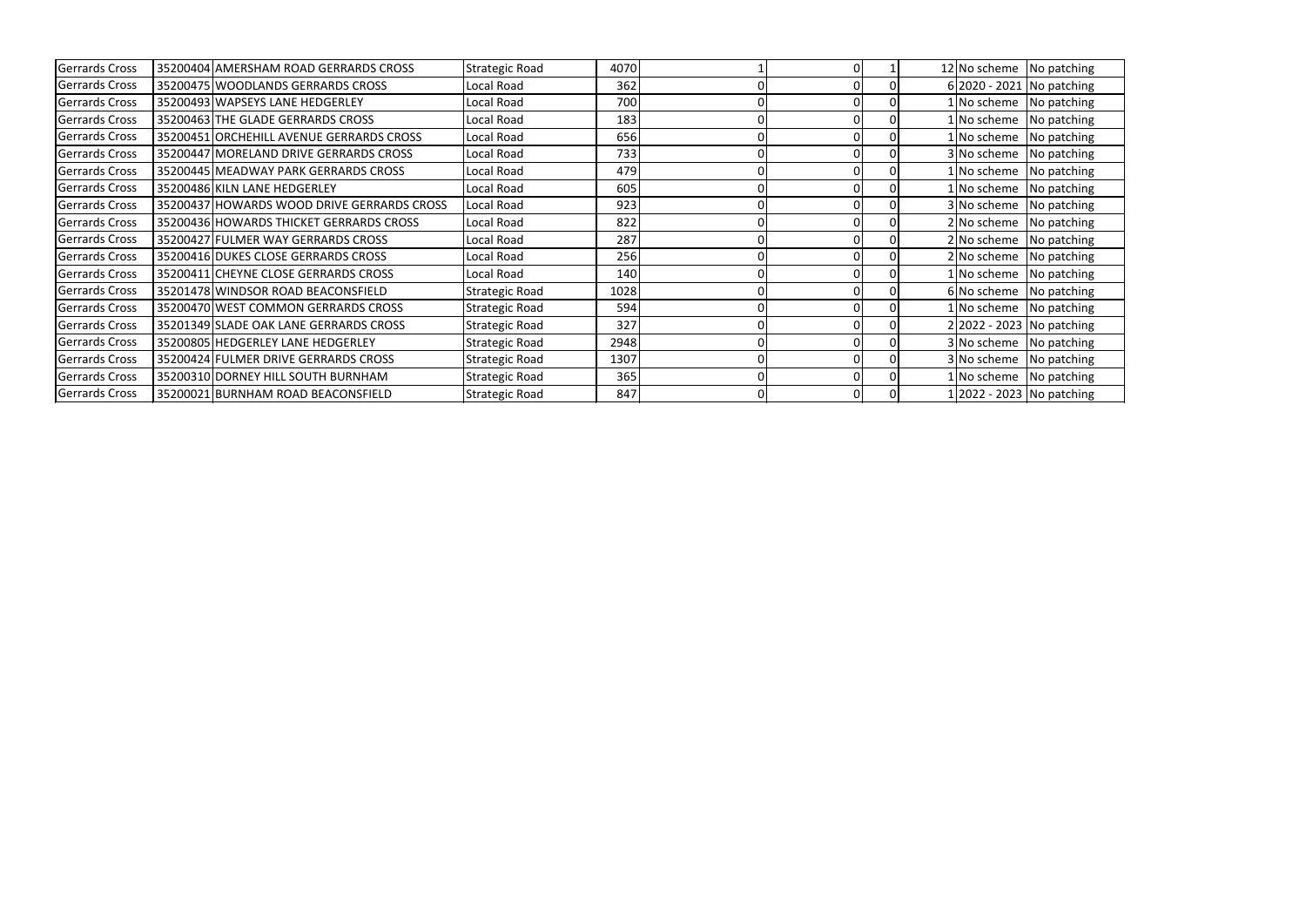| | | | | | | | | | | |
|---|---|---|---|---|---|---|---|---|---|---|
| Gerrards Cross | 35200404 | AMERSHAM ROAD GERRARDS CROSS | Strategic Road | 4070 | 1 | 0 | 1 | 12 | No scheme | No patching |
| Gerrards Cross | 35200475 | WOODLANDS GERRARDS CROSS | Local Road | 362 | 0 | 0 | 0 | 6 | 2020 - 2021 | No patching |
| Gerrards Cross | 35200493 | WAPSEYS LANE HEDGERLEY | Local Road | 700 | 0 | 0 | 0 | 1 | No scheme | No patching |
| Gerrards Cross | 35200463 | THE GLADE GERRARDS CROSS | Local Road | 183 | 0 | 0 | 0 | 1 | No scheme | No patching |
| Gerrards Cross | 35200451 | ORCHEHILL AVENUE GERRARDS CROSS | Local Road | 656 | 0 | 0 | 0 | 1 | No scheme | No patching |
| Gerrards Cross | 35200447 | MORELAND DRIVE GERRARDS CROSS | Local Road | 733 | 0 | 0 | 0 | 3 | No scheme | No patching |
| Gerrards Cross | 35200445 | MEADWAY PARK GERRARDS CROSS | Local Road | 479 | 0 | 0 | 0 | 1 | No scheme | No patching |
| Gerrards Cross | 35200486 | KILN LANE HEDGERLEY | Local Road | 605 | 0 | 0 | 0 | 1 | No scheme | No patching |
| Gerrards Cross | 35200437 | HOWARDS WOOD DRIVE GERRARDS CROSS | Local Road | 923 | 0 | 0 | 0 | 3 | No scheme | No patching |
| Gerrards Cross | 35200436 | HOWARDS THICKET GERRARDS CROSS | Local Road | 822 | 0 | 0 | 0 | 2 | No scheme | No patching |
| Gerrards Cross | 35200427 | FULMER WAY GERRARDS CROSS | Local Road | 287 | 0 | 0 | 0 | 2 | No scheme | No patching |
| Gerrards Cross | 35200416 | DUKES CLOSE GERRARDS CROSS | Local Road | 256 | 0 | 0 | 0 | 2 | No scheme | No patching |
| Gerrards Cross | 35200411 | CHEYNE CLOSE GERRARDS CROSS | Local Road | 140 | 0 | 0 | 0 | 1 | No scheme | No patching |
| Gerrards Cross | 35201478 | WINDSOR ROAD BEACONSFIELD | Strategic Road | 1028 | 0 | 0 | 0 | 6 | No scheme | No patching |
| Gerrards Cross | 35200470 | WEST COMMON GERRARDS CROSS | Strategic Road | 594 | 0 | 0 | 0 | 1 | No scheme | No patching |
| Gerrards Cross | 35201349 | SLADE OAK LANE GERRARDS CROSS | Strategic Road | 327 | 0 | 0 | 0 | 2 | 2022 - 2023 | No patching |
| Gerrards Cross | 35200805 | HEDGERLEY LANE HEDGERLEY | Strategic Road | 2948 | 0 | 0 | 0 | 3 | No scheme | No patching |
| Gerrards Cross | 35200424 | FULMER DRIVE GERRARDS CROSS | Strategic Road | 1307 | 0 | 0 | 0 | 3 | No scheme | No patching |
| Gerrards Cross | 35200310 | DORNEY HILL SOUTH BURNHAM | Strategic Road | 365 | 0 | 0 | 0 | 1 | No scheme | No patching |
| Gerrards Cross | 35200021 | BURNHAM ROAD BEACONSFIELD | Strategic Road | 847 | 0 | 0 | 0 | 1 | 2022 - 2023 | No patching |